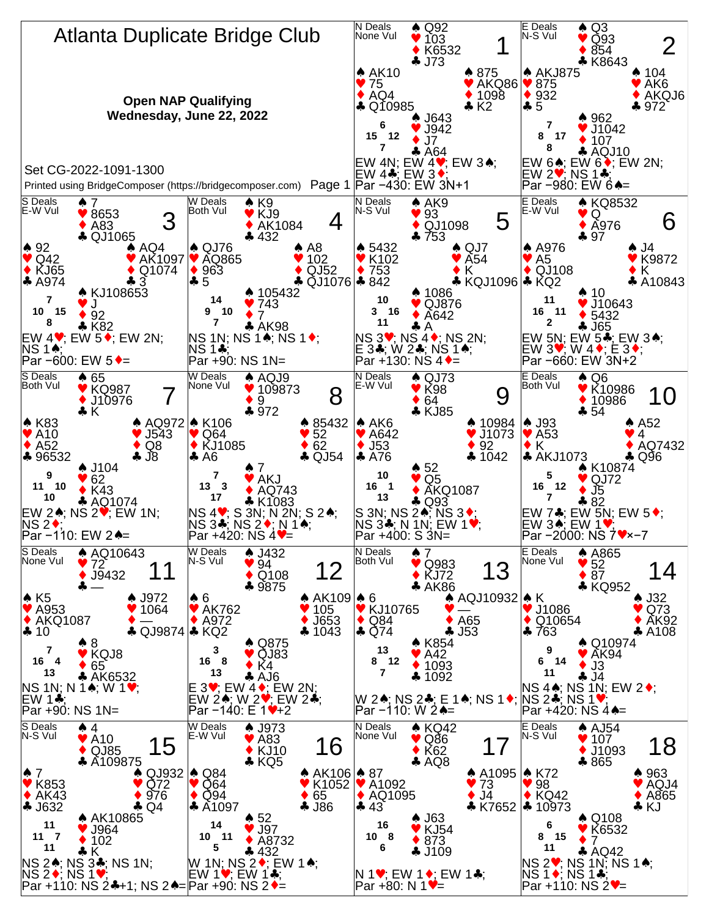# Atlanta Duplicate Bridge Club

**Open NAP Qualifying**
**Wednesday, June 22, 2022**

Set CG-2022-1091-1300

Printed using BridgeComposer (https://bridgecomposer.com)

---

## Board 1
N Deals, None Vul

- North: ♠ Q92 ♥ 103 ♦ K6532 ♣ J73
- West: ♠ AK10 ♥ 75 ♦ AQ4 ♣ Q10985
- East: ♠ 875 ♥ AKQ86 ♦ 1098 ♣ K2
- South: ♠ J643 ♥ J942 ♦ J7 ♣ A64

HCP: N 6, W 15, E 12, S 7

EW 4N; EW 4♥; EW 3♠; EW 4♣; EW 3♦;
Par −430: EW 3N+1

## Board 2
E Deals, N-S Vul

- North: ♠ Q3 ♥ Q93 ♦ 854 ♣ K8643
- West: ♠ AKJ875 ♥ 875 ♦ 932 ♣ 5
- East: ♠ 104 ♥ AK6 ♦ AKQJ6 ♣ 972
- South: ♠ 962 ♥ J1042 ♦ 107 ♣ AQJ10

HCP: N 7, W 8, E 17, S 8

EW 6♠; EW 6♦; EW 2N; EW 2♥; NS 1♣;
Par −980: EW 6♠=

## Board 3
S Deals, E-W Vul

- North: ♠ 7 ♥ 8653 ♦ A83 ♣ QJ1065
- West: ♠ 92 ♥ Q42 ♦ KJ65 ♣ A974
- East: ♠ AQ4 ♥ AK1097 ♦ Q1074 ♣ 3
- South: ♠ KJ108653 ♥ J ♦ 92 ♣ K82

HCP: N 7, W 10, E 15, S 8

EW 4♥; EW 5♦; EW 2N; NS 1♠;
Par −600: EW 5♦=

## Board 4
W Deals, Both Vul

- North: ♠ K9 ♥ KJ9 ♦ AK1084 ♣ 432
- West: ♠ QJ76 ♥ AQ865 ♦ 963 ♣ 5
- East: ♠ A8 ♥ 102 ♦ QJ52 ♣ QJ1076
- South: ♠ 105432 ♥ 743 ♦ 7 ♣ AK98

HCP: N 14, W 9, E 10, S 7

NS 1N; NS 1♠; NS 1♦; NS 1♣;
Par +90: NS 1N=

## Board 5
N Deals, N-S Vul

- North: ♠ AK9 ♥ 93 ♦ QJ1098 ♣ 753
- West: ♠ 5432 ♥ K102 ♦ 753 ♣ 842
- East: ♠ QJ7 ♥ A54 ♦ K ♣ KQJ1096
- South: ♠ 1086 ♥ QJ876 ♦ A642 ♣ A

HCP: N 10, W 3, E 16, S 11

NS 3♥; NS 4♦; NS 2N; E 3♣; W 2♣; NS 1♠;
Par +130: NS 4♦=

## Board 6
E Deals, E-W Vul

- North: ♠ KQ8532 ♥ Q ♦ A976 ♣ 97
- West: ♠ A976 ♥ A5 ♦ QJ108 ♣ KQ2
- East: ♠ J4 ♥ K9872 ♦ K ♣ A10843
- South: ♠ 10 ♥ J10643 ♦ 5432 ♣ J65

HCP: N 11, W 16, E 11, S 2

EW 5N; EW 5♣; EW 3♠; EW 3♥; W 4♦; E 3♦;
Par −660: EW 3N+2

## Board 7
S Deals, Both Vul

- North: ♠ 65 ♥ KQ987 ♦ J10976 ♣ K
- West: ♠ K83 ♥ A10 ♦ A52 ♣ 96532
- East: ♠ AQ972 ♥ J543 ♦ Q8 ♣ J8
- South: ♠ J104 ♥ 62 ♦ K43 ♣ AQ1074

HCP: N 9, W 11, E 10, S 10

EW 2♠; NS 2♥; EW 1N; NS 2♦;
Par −110: EW 2♠=

## Board 8
W Deals, None Vul

- North: ♠ AQJ9 ♥ 109873 ♦ 9 ♣ 972
- West: ♠ K106 ♥ Q64 ♦ KJ1085 ♣ A6
- East: ♠ 85432 ♥ 52 ♦ 62 ♣ QJ54
- South: ♠ 7 ♥ AKJ ♦ AQ743 ♣ K1083

HCP: N 7, W 13, E 3, S 17

NS 4♥; S 3N; N 2N; S 2♠; NS 3♣; NS 2♦; N 1♠;
Par +420: NS 4♥=

## Board 9
N Deals, E-W Vul

- North: ♠ QJ73 ♥ K98 ♦ 64 ♣ KJ85
- West: ♠ AK6 ♥ A642 ♦ J53 ♣ A76
- East: ♠ 10984 ♥ J1073 ♦ 92 ♣ 1042
- South: ♠ 52 ♥ Q5 ♦ AKQ1087 ♣ Q93

HCP: N 10, W 16, E 1, S 13

S 3N; NS 2♠; NS 3♦; NS 3♣; N 1N; EW 1♥;
Par +400: S 3N=

## Board 10
E Deals, Both Vul

- North: ♠ Q6 ♥ K10986 ♦ 10986 ♣ 54
- West: ♠ J93 ♥ A53 ♦ K ♣ AKJ1073
- East: ♠ A52 ♥ 4 ♦ AQ7432 ♣ Q96
- South: ♠ K10874 ♥ QJ72 ♦ J5 ♣ 82

HCP: N 5, W 16, E 12, S 7

EW 7♣; EW 5N; EW 5♦; EW 3♠; EW 1♥;
Par −2000: NS 7♥×−7

## Board 11
S Deals, None Vul

- North: ♠ AQ10643 ♥ 72 ♦ J9432 ♣ —
- West: ♠ K5 ♥ A953 ♦ AKQ1087 ♣ 10
- East: ♠ J972 ♥ 1064 ♦ — ♣ QJ9874
- South: ♠ 8 ♥ KQJ8 ♦ 65 ♣ AK6532

HCP: N 7, W 16, E 4, S 13

NS 1N; N 1♠; W 1♥; EW 1♣;
Par +90: NS 1N=

## Board 12
W Deals, N-S Vul

- North: ♠ J432 ♥ 94 ♦ Q108 ♣ 9875
- West: ♠ 6 ♥ AK762 ♦ A972 ♣ KQ2
- East: ♠ AK109 ♥ 105 ♦ J653 ♣ 1043
- South: ♠ Q875 ♥ QJ83 ♦ K4 ♣ AJ6

HCP: N 3, W 16, E 8, S 13

E 3♥; EW 4♦; EW 2N; EW 2♠; W 2♥; EW 2♣;
Par −140: E 1♥+2

## Board 13
N Deals, Both Vul

- North: ♠ 7 ♥ Q983 ♦ KJ72 ♣ AK86
- West: ♠ 6 ♥ KJ10765 ♦ Q84 ♣ Q74
- East: ♠ AQJ10932 ♥ — ♦ A65 ♣ J53
- South: ♠ K854 ♥ A42 ♦ 1093 ♣ 1092

HCP: N 13, W 8, E 12, S 7

W 2♠; NS 2♣; E 1♠; NS 1♦;
Par −110: W 2♠=

## Board 14
E Deals, None Vul

- North: ♠ A865 ♥ 52 ♦ 87 ♣ KQ952
- West: ♠ K ♥ J1086 ♦ Q10654 ♣ 763
- East: ♠ J32 ♥ Q73 ♦ AK92 ♣ A108
- South: ♠ Q10974 ♥ AK94 ♦ J3 ♣ J4

HCP: N 9, W 6, E 14, S 11

NS 4♠; NS 1N; EW 2♦; NS 2♣; NS 1♥;
Par +420: NS 4♠=

## Board 15
S Deals, N-S Vul

- North: ♠ 4 ♥ A10 ♦ QJ85 ♣ A109875
- West: ♠ 7 ♥ K853 ♦ AK43 ♣ J632
- East: ♠ QJ932 ♥ Q72 ♦ 976 ♣ Q4
- South: ♠ AK10865 ♥ J964 ♦ 102 ♣ K

HCP: N 11, W 11, E 7, S 11

NS 2♠; NS 3♣; NS 1N; NS 2♦; NS 1♥;
Par +110: NS 2♣+1; NS 2♠=

## Board 16
W Deals, E-W Vul

- North: ♠ J973 ♥ A83 ♦ KJ10 ♣ KQ5
- West: ♠ Q84 ♥ Q64 ♦ Q94 ♣ A1097
- East: ♠ AK106 ♥ K1052 ♦ 65 ♣ J86
- South: ♠ 52 ♥ J97 ♦ A8732 ♣ 432

HCP: N 14, W 10, E 11, S 5

W 1N; NS 2♦; EW 1♠; EW 1♥; EW 1♣;
Par +90: NS 2♦=

## Board 17
N Deals, None Vul

- North: ♠ KQ42 ♥ Q86 ♦ K62 ♣ AQ8
- West: ♠ 87 ♥ A1092 ♦ AQ1095 ♣ 43
- East: ♠ A1095 ♥ 73 ♦ J4 ♣ K7652
- South: ♠ J63 ♥ KJ54 ♦ 873 ♣ J109

HCP: N 16, W 10, E 8, S 6

N 1♥; EW 1♦; EW 1♣;
Par +80: N 1♥=

## Board 18
E Deals, N-S Vul

- North: ♠ AJ54 ♥ 107 ♦ J1093 ♣ 865
- West: ♠ K72 ♥ 98 ♦ KQ42 ♣ 10973
- East: ♠ 963 ♥ AQJ4 ♦ A865 ♣ KJ
- South: ♠ Q108 ♥ K6532 ♦ 7 ♣ AQ42

HCP: N 6, W 8, E 15, S 11

NS 2♥; NS 1N; NS 1♠; NS 1♦; NS 1♣;
Par +110: NS 2♥=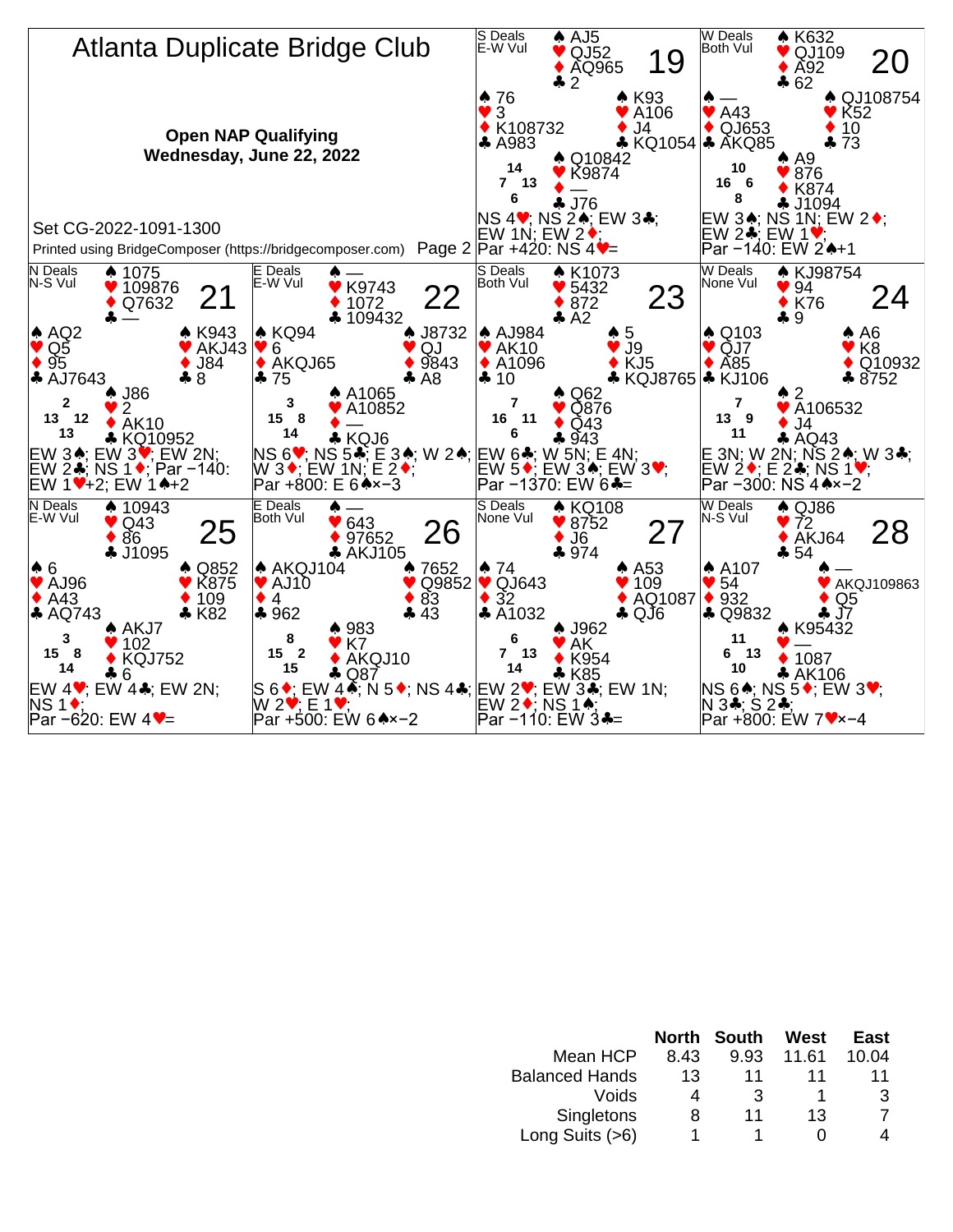# Atlanta Duplicate Bridge Club

**Open NAP Qualifying**
**Wednesday, June 22, 2022**

Set CG-2022-1091-1300

Printed using BridgeComposer (https://bridgecomposer.com)

---

## Board 19

S Deals, E-W Vul

North: ♠ AJ5 ♥ QJ52 ♦ AQ965 ♣ 2

West: ♠ 76 ♥ 3 ♦ K108732 ♣ A983

East: ♠ K93 ♥ A106 ♦ J4 ♣ KQ1054

South: ♠ Q10842 ♥ K9874 ♦ — ♣ J76

HCP: N 14, W 7, E 13, S 6

NS 4♥; NS 2♠; EW 3♣; EW 1N; EW 2♦;
Par +420: NS 4♥=

## Board 20

W Deals, Both Vul

North: ♠ K632 ♥ QJ109 ♦ A92 ♣ 62

West: ♠ — ♥ A43 ♦ QJ653 ♣ AKQ85

East: ♠ QJ108754 ♥ K52 ♦ 10 ♣ 73

South: ♠ A9 ♥ 876 ♦ K874 ♣ J1094

HCP: N 10, W 16, E 6, S 8

EW 3♠; NS 1N; EW 2♦; EW 2♣; EW 1♥;
Par −140: EW 2♠+1

## Board 21

N Deals, N-S Vul

North: ♠ 1075 ♥ 109876 ♦ Q7632 ♣ —

West: ♠ AQ2 ♥ Q5 ♦ 95 ♣ AJ7643

East: ♠ K943 ♥ AKJ43 ♦ J84 ♣ 8

South: ♠ J86 ♥ 2 ♦ AK10 ♣ KQ10952

HCP: N 2, W 13, E 12, S 13

EW 3♠; EW 3♥; EW 2N; EW 2♣; NS 1♦; Par −140: EW 1♥+2; EW 1♠+2

## Board 22

E Deals, E-W Vul

North: ♠ — ♥ K9743 ♦ 1072 ♣ 109432

West: ♠ KQ94 ♥ 6 ♦ AKQJ65 ♣ 75

East: ♠ J8732 ♥ QJ ♦ 9843 ♣ A8

South: ♠ A1065 ♥ A10852 ♦ — ♣ KQJ6

HCP: N 3, W 15, E 8, S 14

NS 6♥; NS 5♣; E 3♠; W 2♠; W 3♦; EW 1N; E 2♦;
Par +800: E 6♠×−3

## Board 23

S Deals, Both Vul

North: ♠ K1073 ♥ 5432 ♦ 872 ♣ A2

West: ♠ AJ984 ♥ AK10 ♦ A1096 ♣ 10

East: ♠ 5 ♥ J9 ♦ KJ5 ♣ KQJ8765

South: ♠ Q62 ♥ Q876 ♦ Q43 ♣ 943

HCP: N 7, W 16, E 11, S 6

EW 6♣; W 5N; E 4N; EW 5♦; EW 3♠; EW 3♥;
Par −1370: EW 6♣=

## Board 24

W Deals, None Vul

North: ♠ KJ98754 ♥ 94 ♦ K76 ♣ 9

West: ♠ Q103 ♥ QJ7 ♦ A85 ♣ KJ106

East: ♠ A6 ♥ K8 ♦ Q10932 ♣ 8752

South: ♠ 2 ♥ A106532 ♦ J4 ♣ AQ43

HCP: N 7, W 13, E 9, S 11

E 3N; W 2N; NS 2♠; W 3♣; EW 2♦; E 2♣; NS 1♥;
Par −300: NS 4♠×−2

## Board 25

N Deals, E-W Vul

North: ♠ 10943 ♥ Q43 ♦ 86 ♣ J1095

West: ♠ 6 ♥ AJ96 ♦ A43 ♣ AQ743

East: ♠ Q852 ♥ K875 ♦ 109 ♣ K82

South: ♠ AKJ7 ♥ 102 ♦ KQJ752 ♣ 6

HCP: N 3, W 15, E 8, S 14

EW 4♥; EW 4♣; EW 2N; NS 1♦;
Par −620: EW 4♥=

## Board 26

E Deals, Both Vul

North: ♠ — ♥ 643 ♦ 97652 ♣ AKJ105

West: ♠ AKQJ104 ♥ AJ10 ♦ 4 ♣ 962

East: ♠ 7652 ♥ Q9852 ♦ 83 ♣ 43

South: ♠ 983 ♥ K7 ♦ AKQJ10 ♣ Q87

HCP: N 8, W 15, E 2, S 15

S 6♦; EW 4♠; N 5♦; NS 4♣; W 2♥; E 1♥;
Par +500: EW 6♠×−2

## Board 27

S Deals, None Vul

North: ♠ KQ108 ♥ 8752 ♦ J6 ♣ 974

West: ♠ 74 ♥ QJ643 ♦ 32 ♣ A1032

East: ♠ A53 ♥ 109 ♦ AQ1087 ♣ QJ6

South: ♠ J962 ♥ AK ♦ K954 ♣ K85

HCP: N 6, W 7, E 13, S 14

EW 2♥; EW 3♣; EW 1N; EW 2♦; NS 1♠;
Par −110: EW 3♣=

## Board 28

W Deals, N-S Vul

North: ♠ QJ86 ♥ 72 ♦ AKJ64 ♣ 54

West: ♠ A107 ♥ 54 ♦ 932 ♣ Q9832

East: ♠ — ♥ AKQJ109863 ♦ Q5 ♣ J7

South: ♠ K95432 ♥ — ♦ 1087 ♣ AK106

HCP: N 11, W 6, E 13, S 10

NS 6♠; NS 5♦; EW 3♥; N 3♣; S 2♣;
Par +800: EW 7♥×−4

---

| | North | South | West | East |
|---|---|---|---|---|
| Mean HCP | 8.43 | 9.93 | 11.61 | 10.04 |
| Balanced Hands | 13 | 11 | 11 | 11 |
| Voids | 4 | 3 | 1 | 3 |
| Singletons | 8 | 11 | 13 | 7 |
| Long Suits (>6) | 1 | 1 | 0 | 4 |